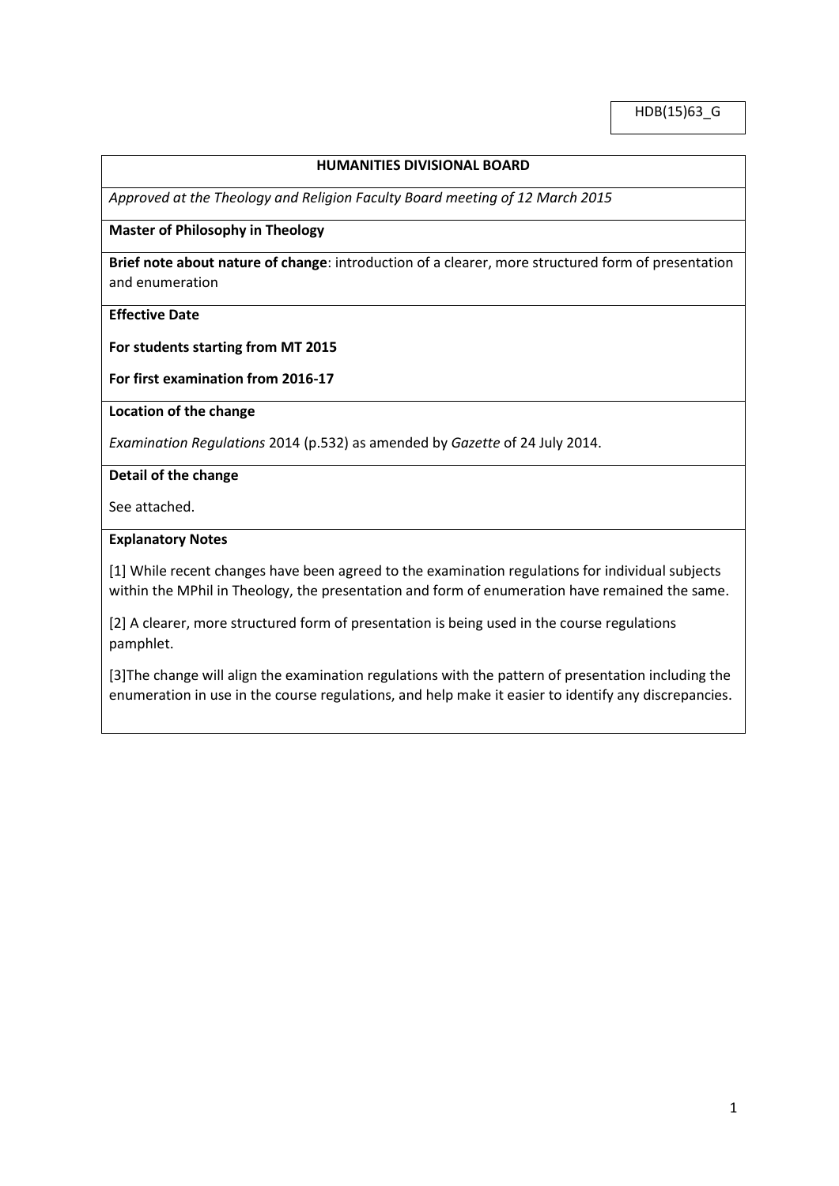HDB(15)63_G

**HUMANITIES DIVISIONAL BOARD**

*Approved at the Theology and Religion Faculty Board meeting of 12 March 2015*

**Master of Philosophy in Theology**

**Brief note about nature of change**: introduction of a clearer, more structured form of presentation and enumeration

**Effective Date**

**For students starting from MT 2015**

**For first examination from 2016-17**

**Location of the change**

*Examination Regulations* 2014 (p.532) as amended by *Gazette* of 24 July 2014.

**Detail of the change**

See attached.

**Explanatory Notes**

[1] While recent changes have been agreed to the examination regulations for individual subjects within the MPhil in Theology, the presentation and form of enumeration have remained the same.

[2] A clearer, more structured form of presentation is being used in the course regulations pamphlet.

[3]The change will align the examination regulations with the pattern of presentation including the enumeration in use in the course regulations, and help make it easier to identify any discrepancies.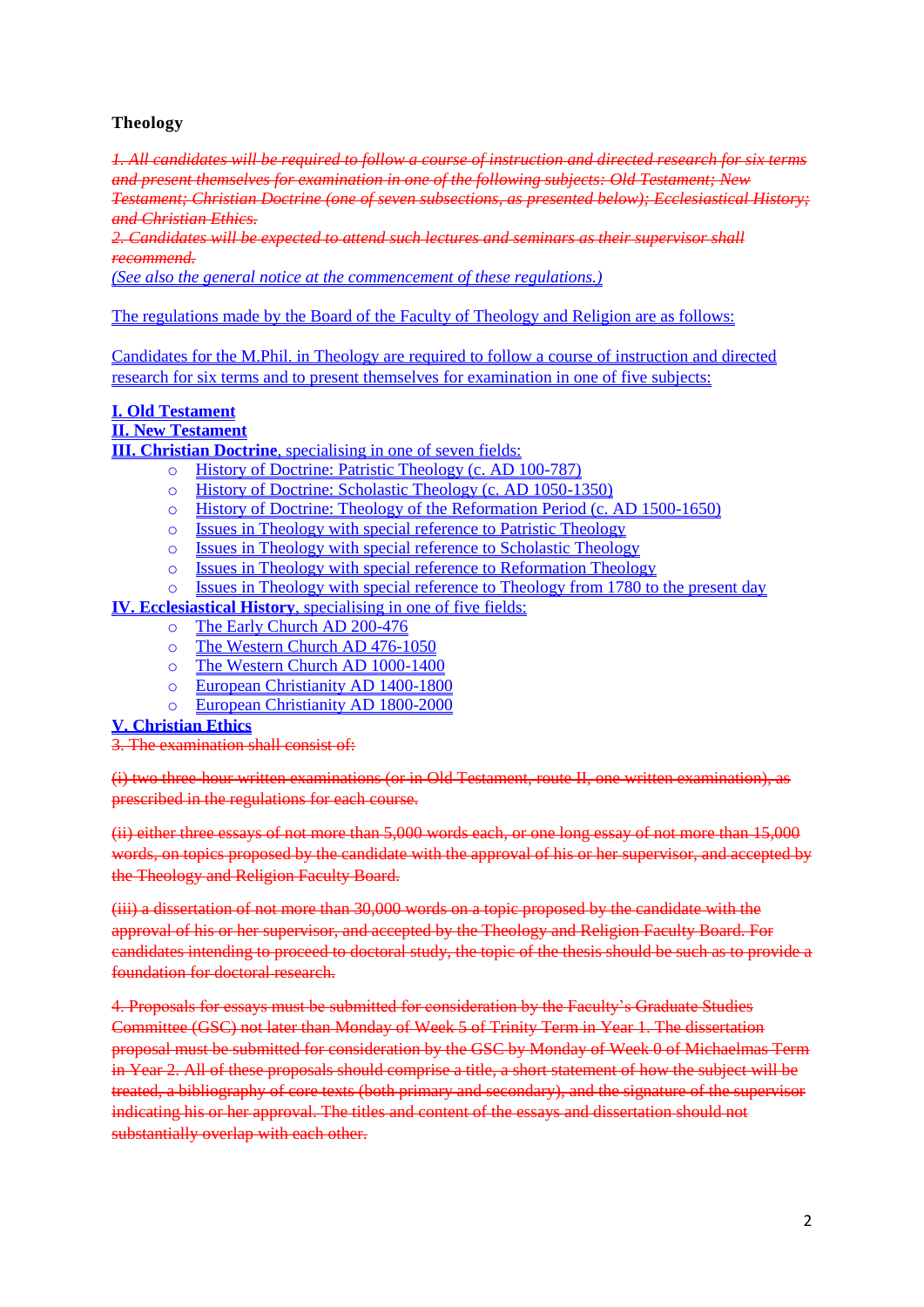**Theology**

~~*1. All candidates will be required to follow a course of instruction and directed research for six terms and present themselves for examination in one of the following subjects: Old Testament; New Testament; Christian Doctrine (one of seven subsections, as presented below); Ecclesiastical History; and Christian Ethics.*~~
~~*2. Candidates will be expected to attend such lectures and seminars as their supervisor shall recommend.*~~
*(See also the general notice at the commencement of these regulations.)*

The regulations made by the Board of the Faculty of Theology and Religion are as follows:

Candidates for the M.Phil. in Theology are required to follow a course of instruction and directed research for six terms and to present themselves for examination in one of five subjects:

**I. Old Testament**
**II. New Testament**
**III. Christian Doctrine**, specialising in one of seven fields:

- History of Doctrine: Patristic Theology (c. AD 100-787)
- History of Doctrine: Scholastic Theology (c. AD 1050-1350)
- History of Doctrine: Theology of the Reformation Period (c. AD 1500-1650)
- Issues in Theology with special reference to Patristic Theology
- Issues in Theology with special reference to Scholastic Theology
- Issues in Theology with special reference to Reformation Theology
- Issues in Theology with special reference to Theology from 1780 to the present day

**IV. Ecclesiastical History**, specialising in one of five fields:

- The Early Church AD 200-476
- The Western Church AD 476-1050
- The Western Church AD 1000-1400
- European Christianity AD 1400-1800
- European Christianity AD 1800-2000

**V. Christian Ethics**
~~3. The examination shall consist of:~~

~~(i) two three-hour written examinations (or in Old Testament, route II, one written examination), as prescribed in the regulations for each course.~~

~~(ii) either three essays of not more than 5,000 words each, or one long essay of not more than 15,000 words, on topics proposed by the candidate with the approval of his or her supervisor, and accepted by the Theology and Religion Faculty Board.~~

~~(iii) a dissertation of not more than 30,000 words on a topic proposed by the candidate with the approval of his or her supervisor, and accepted by the Theology and Religion Faculty Board. For candidates intending to proceed to doctoral study, the topic of the thesis should be such as to provide a foundation for doctoral research.~~

~~4. Proposals for essays must be submitted for consideration by the Faculty's Graduate Studies Committee (GSC) not later than Monday of Week 5 of Trinity Term in Year 1. The dissertation proposal must be submitted for consideration by the GSC by Monday of Week 0 of Michaelmas Term in Year 2. All of these proposals should comprise a title, a short statement of how the subject will be treated, a bibliography of core texts (both primary and secondary), and the signature of the supervisor indicating his or her approval. The titles and content of the essays and dissertation should not substantially overlap with each other.~~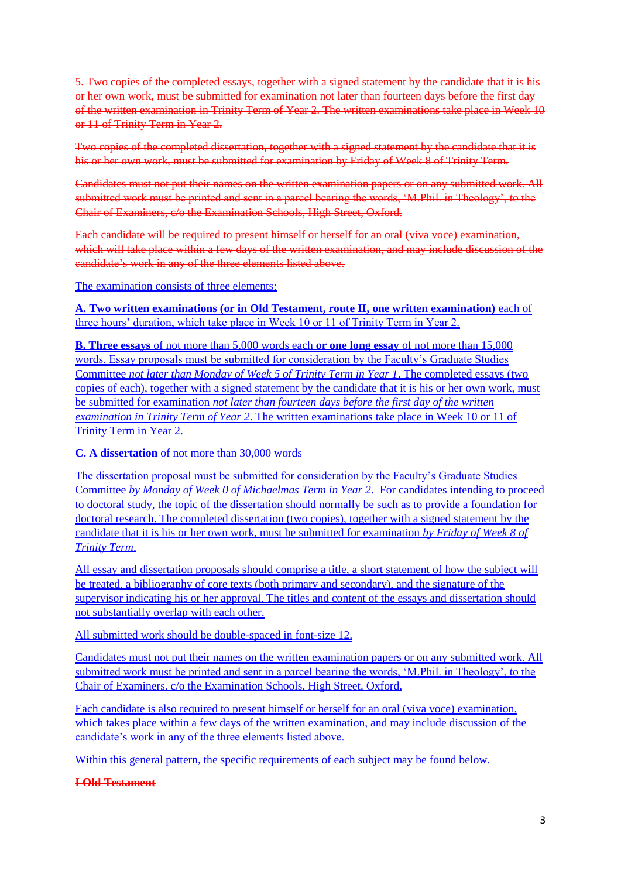~~5. Two copies of the completed essays, together with a signed statement by the candidate that it is his or her own work, must be submitted for examination not later than fourteen days before the first day of the written examination in Trinity Term of Year 2. The written examinations take place in Week 10 or 11 of Trinity Term in Year 2.~~

~~Two copies of the completed dissertation, together with a signed statement by the candidate that it is his or her own work, must be submitted for examination by Friday of Week 8 of Trinity Term.~~

~~Candidates must not put their names on the written examination papers or on any submitted work. All submitted work must be printed and sent in a parcel bearing the words, 'M.Phil. in Theology', to the Chair of Examiners, c/o the Examination Schools, High Street, Oxford.~~

~~Each candidate will be required to present himself or herself for an oral (viva voce) examination, which will take place within a few days of the written examination, and may include discussion of the candidate's work in any of the three elements listed above.~~

The examination consists of three elements:

**A. Two written examinations (or in Old Testament, route II, one written examination)** each of three hours' duration, which take place in Week 10 or 11 of Trinity Term in Year 2.

**B. Three essays** of not more than 5,000 words each **or one long essay** of not more than 15,000 words. Essay proposals must be submitted for consideration by the Faculty's Graduate Studies Committee *not later than Monday of Week 5 of Trinity Term in Year 1*. The completed essays (two copies of each), together with a signed statement by the candidate that it is his or her own work, must be submitted for examination *not later than fourteen days before the first day of the written examination in Trinity Term of Year 2*. The written examinations take place in Week 10 or 11 of Trinity Term in Year 2.

**C. A dissertation** of not more than 30,000 words

The dissertation proposal must be submitted for consideration by the Faculty's Graduate Studies Committee *by Monday of Week 0 of Michaelmas Term in Year 2*. For candidates intending to proceed to doctoral study, the topic of the dissertation should normally be such as to provide a foundation for doctoral research. The completed dissertation (two copies), together with a signed statement by the candidate that it is his or her own work, must be submitted for examination *by Friday of Week 8 of Trinity Term.*

All essay and dissertation proposals should comprise a title, a short statement of how the subject will be treated, a bibliography of core texts (both primary and secondary), and the signature of the supervisor indicating his or her approval. The titles and content of the essays and dissertation should not substantially overlap with each other.

All submitted work should be double-spaced in font-size 12.

Candidates must not put their names on the written examination papers or on any submitted work. All submitted work must be printed and sent in a parcel bearing the words, 'M.Phil. in Theology', to the Chair of Examiners, c/o the Examination Schools, High Street, Oxford.

Each candidate is also required to present himself or herself for an oral (viva voce) examination, which takes place within a few days of the written examination, and may include discussion of the candidate's work in any of the three elements listed above.

Within this general pattern, the specific requirements of each subject may be found below.

~~**I Old Testament**~~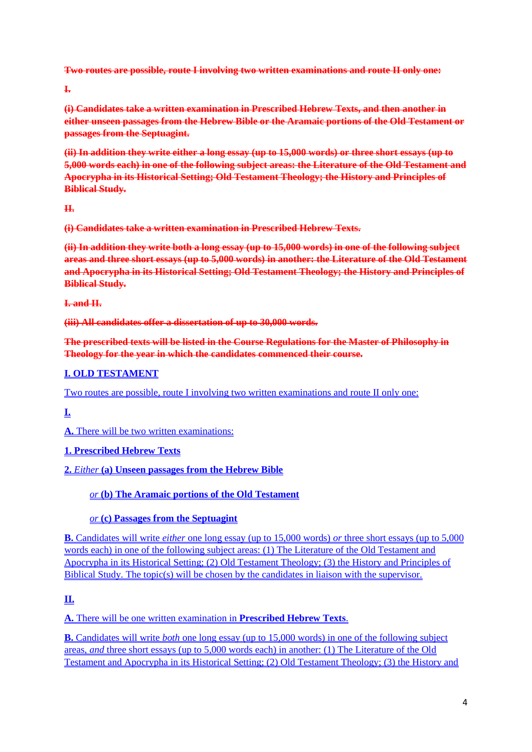~~**Two routes are possible, route I involving two written examinations and route II only one:**~~

~~**I.**~~

~~**(i) Candidates take a written examination in Prescribed Hebrew Texts, and then another in either unseen passages from the Hebrew Bible or the Aramaic portions of the Old Testament or passages from the Septuagint.**~~

~~**(ii) In addition they write either a long essay (up to 15,000 words) or three short essays (up to 5,000 words each) in one of the following subject areas: the Literature of the Old Testament and Apocrypha in its Historical Setting; Old Testament Theology; the History and Principles of Biblical Study.**~~

~~**II.**~~

~~**(i) Candidates take a written examination in Prescribed Hebrew Texts.**~~

~~**(ii) In addition they write both a long essay (up to 15,000 words) in one of the following subject areas and three short essays (up to 5,000 words) in another: the Literature of the Old Testament and Apocrypha in its Historical Setting; Old Testament Theology; the History and Principles of Biblical Study.**~~

~~**I. and II.**~~

~~**(iii) All candidates offer a dissertation of up to 30,000 words.**~~

~~**The prescribed texts will be listed in the Course Regulations for the Master of Philosophy in Theology for the year in which the candidates commenced their course.**~~

**I. OLD TESTAMENT**

Two routes are possible, route I involving two written examinations and route II only one:

**I.**

**A.** There will be two written examinations:

**1. Prescribed Hebrew Texts**

**2.** *Either* **(a) Unseen passages from the Hebrew Bible**

*or* **(b) The Aramaic portions of the Old Testament**

*or* **(c) Passages from the Septuagint**

**B.** Candidates will write *either* one long essay (up to 15,000 words) *or* three short essays (up to 5,000 words each) in one of the following subject areas: (1) The Literature of the Old Testament and Apocrypha in its Historical Setting; (2) Old Testament Theology; (3) the History and Principles of Biblical Study. The topic(s) will be chosen by the candidates in liaison with the supervisor.

**II.**

**A.** There will be one written examination in **Prescribed Hebrew Texts**.

**B.** Candidates will write *both* one long essay (up to 15,000 words) in one of the following subject areas, *and* three short essays (up to 5,000 words each) in another: (1) The Literature of the Old Testament and Apocrypha in its Historical Setting; (2) Old Testament Theology; (3) the History and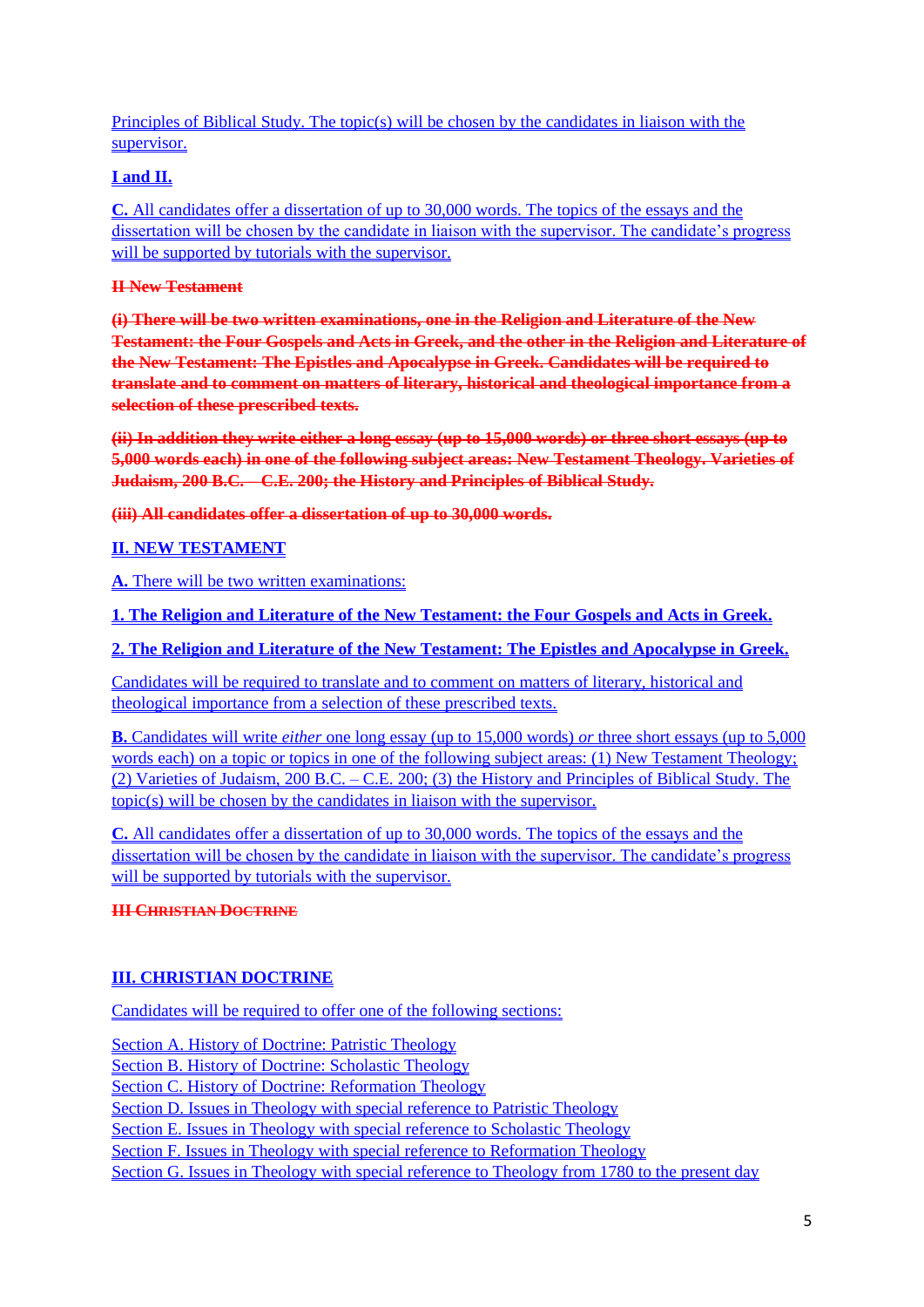Principles of Biblical Study. The topic(s) will be chosen by the candidates in liaison with the supervisor.

**I and II.**

**C.** All candidates offer a dissertation of up to 30,000 words. The topics of the essays and the dissertation will be chosen by the candidate in liaison with the supervisor. The candidate's progress will be supported by tutorials with the supervisor.

~~**II New Testament**~~

~~**(i) There will be two written examinations, one in the Religion and Literature of the New Testament: the Four Gospels and Acts in Greek, and the other in the Religion and Literature of the New Testament: The Epistles and Apocalypse in Greek. Candidates will be required to translate and to comment on matters of literary, historical and theological importance from a selection of these prescribed texts.**~~

~~**(ii) In addition they write either a long essay (up to 15,000 words) or three short essays (up to 5,000 words each) in one of the following subject areas: New Testament Theology. Varieties of Judaism, 200 B.C. – C.E. 200; the History and Principles of Biblical Study.**~~

~~**(iii) All candidates offer a dissertation of up to 30,000 words.**~~

## II. NEW TESTAMENT

**A.** There will be two written examinations:

**1. The Religion and Literature of the New Testament: the Four Gospels and Acts in Greek.**

**2. The Religion and Literature of the New Testament: The Epistles and Apocalypse in Greek.**

Candidates will be required to translate and to comment on matters of literary, historical and theological importance from a selection of these prescribed texts.

**B.** Candidates will write *either* one long essay (up to 15,000 words) *or* three short essays (up to 5,000 words each) on a topic or topics in one of the following subject areas: (1) New Testament Theology; (2) Varieties of Judaism, 200 B.C. – C.E. 200; (3) the History and Principles of Biblical Study. The topic(s) will be chosen by the candidates in liaison with the supervisor.

**C.** All candidates offer a dissertation of up to 30,000 words. The topics of the essays and the dissertation will be chosen by the candidate in liaison with the supervisor. The candidate's progress will be supported by tutorials with the supervisor.

~~**III Christian Doctrine**~~

## III. CHRISTIAN DOCTRINE

Candidates will be required to offer one of the following sections:

Section A. History of Doctrine: Patristic Theology
Section B. History of Doctrine: Scholastic Theology
Section C. History of Doctrine: Reformation Theology
Section D. Issues in Theology with special reference to Patristic Theology
Section E. Issues in Theology with special reference to Scholastic Theology
Section F. Issues in Theology with special reference to Reformation Theology
Section G. Issues in Theology with special reference to Theology from 1780 to the present day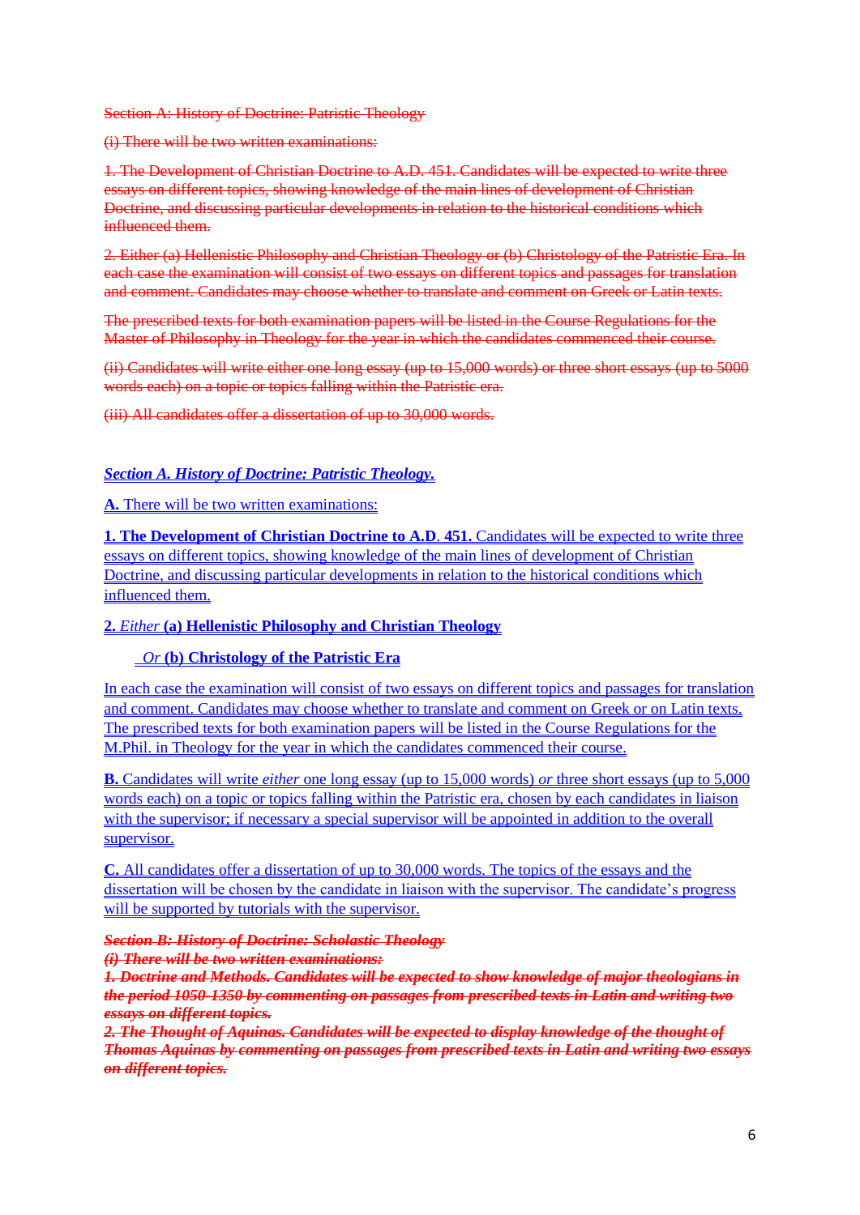~~Section A: History of Doctrine: Patristic Theology~~

~~(i) There will be two written examinations:~~

~~1. The Development of Christian Doctrine to A.D. 451. Candidates will be expected to write three essays on different topics, showing knowledge of the main lines of development of Christian Doctrine, and discussing particular developments in relation to the historical conditions which influenced them.~~

~~2. Either (a) Hellenistic Philosophy and Christian Theology or (b) Christology of the Patristic Era. In each case the examination will consist of two essays on different topics and passages for translation and comment. Candidates may choose whether to translate and comment on Greek or Latin texts.~~

~~The prescribed texts for both examination papers will be listed in the Course Regulations for the Master of Philosophy in Theology for the year in which the candidates commenced their course.~~

~~(ii) Candidates will write either one long essay (up to 15,000 words) or three short essays (up to 5000 words each) on a topic or topics falling within the Patristic era.~~

~~(iii) All candidates offer a dissertation of up to 30,000 words.~~

***Section A. History of Doctrine: Patristic Theology.***

**A.** There will be two written examinations:

**1. The Development of Christian Doctrine to A.D. 451.** Candidates will be expected to write three essays on different topics, showing knowledge of the main lines of development of Christian Doctrine, and discussing particular developments in relation to the historical conditions which influenced them.

**2.** *Either* **(a) Hellenistic Philosophy and Christian Theology**

*Or* **(b) Christology of the Patristic Era**

In each case the examination will consist of two essays on different topics and passages for translation and comment. Candidates may choose whether to translate and comment on Greek or on Latin texts. The prescribed texts for both examination papers will be listed in the Course Regulations for the M.Phil. in Theology for the year in which the candidates commenced their course.

**B.** Candidates will write *either* one long essay (up to 15,000 words) *or* three short essays (up to 5,000 words each) on a topic or topics falling within the Patristic era, chosen by each candidates in liaison with the supervisor; if necessary a special supervisor will be appointed in addition to the overall supervisor.

**C.** All candidates offer a dissertation of up to 30,000 words. The topics of the essays and the dissertation will be chosen by the candidate in liaison with the supervisor. The candidate's progress will be supported by tutorials with the supervisor.

***~~Section B: History of Doctrine: Scholastic Theology~~***

***~~(i) There will be two written examinations:~~***

***~~1. Doctrine and Methods. Candidates will be expected to show knowledge of major theologians in the period 1050-1350 by commenting on passages from prescribed texts in Latin and writing two essays on different topics.~~***

***~~2. The Thought of Aquinas. Candidates will be expected to display knowledge of the thought of Thomas Aquinas by commenting on passages from prescribed texts in Latin and writing two essays on different topics.~~***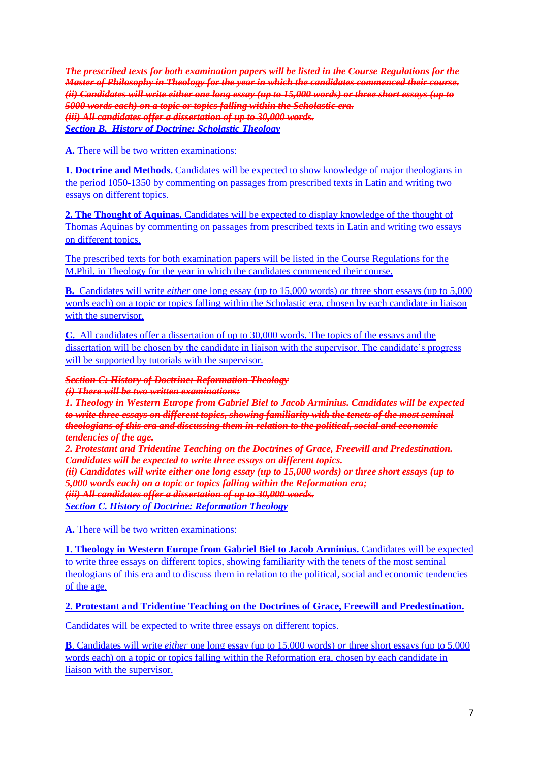~~***The prescribed texts for both examination papers will be listed in the Course Regulations for the Master of Philosophy in Theology for the year in which the candidates commenced their course.***~~
~~***(ii) Candidates will write either one long essay (up to 15,000 words) or three short essays (up to 5000 words each) on a topic or topics falling within the Scholastic era.***~~
~~***(iii) All candidates offer a dissertation of up to 30,000 words.***~~

*Section B. History of Doctrine: Scholastic Theology*

**A.** There will be two written examinations:

**1. Doctrine and Methods.** Candidates will be expected to show knowledge of major theologians in the period 1050-1350 by commenting on passages from prescribed texts in Latin and writing two essays on different topics.

**2. The Thought of Aquinas.** Candidates will be expected to display knowledge of the thought of Thomas Aquinas by commenting on passages from prescribed texts in Latin and writing two essays on different topics.

The prescribed texts for both examination papers will be listed in the Course Regulations for the M.Phil. in Theology for the year in which the candidates commenced their course.

**B.** Candidates will write *either* one long essay (up to 15,000 words) *or* three short essays (up to 5,000 words each) on a topic or topics falling within the Scholastic era, chosen by each candidate in liaison with the supervisor.

**C.** All candidates offer a dissertation of up to 30,000 words. The topics of the essays and the dissertation will be chosen by the candidate in liaison with the supervisor. The candidate's progress will be supported by tutorials with the supervisor.

~~***Section C: History of Doctrine: Reformation Theology***~~
~~***(i) There will be two written examinations:***~~
~~***1. Theology in Western Europe from Gabriel Biel to Jacob Arminius. Candidates will be expected to write three essays on different topics, showing familiarity with the tenets of the most seminal theologians of this era and discussing them in relation to the political, social and economic tendencies of the age.***~~
~~***2. Protestant and Tridentine Teaching on the Doctrines of Grace, Freewill and Predestination. Candidates will be expected to write three essays on different topics.***~~
~~***(ii) Candidates will write either one long essay (up to 15,000 words) or three short essays (up to 5,000 words each) on a topic or topics falling within the Reformation era;***~~
~~***(iii) All candidates offer a dissertation of up to 30,000 words.***~~

*Section C. History of Doctrine: Reformation Theology*

**A.** There will be two written examinations:

**1. Theology in Western Europe from Gabriel Biel to Jacob Arminius.** Candidates will be expected to write three essays on different topics, showing familiarity with the tenets of the most seminal theologians of this era and to discuss them in relation to the political, social and economic tendencies of the age.

**2. Protestant and Tridentine Teaching on the Doctrines of Grace, Freewill and Predestination.**

Candidates will be expected to write three essays on different topics.

**B**. Candidates will write *either* one long essay (up to 15,000 words) *or* three short essays (up to 5,000 words each) on a topic or topics falling within the Reformation era, chosen by each candidate in liaison with the supervisor.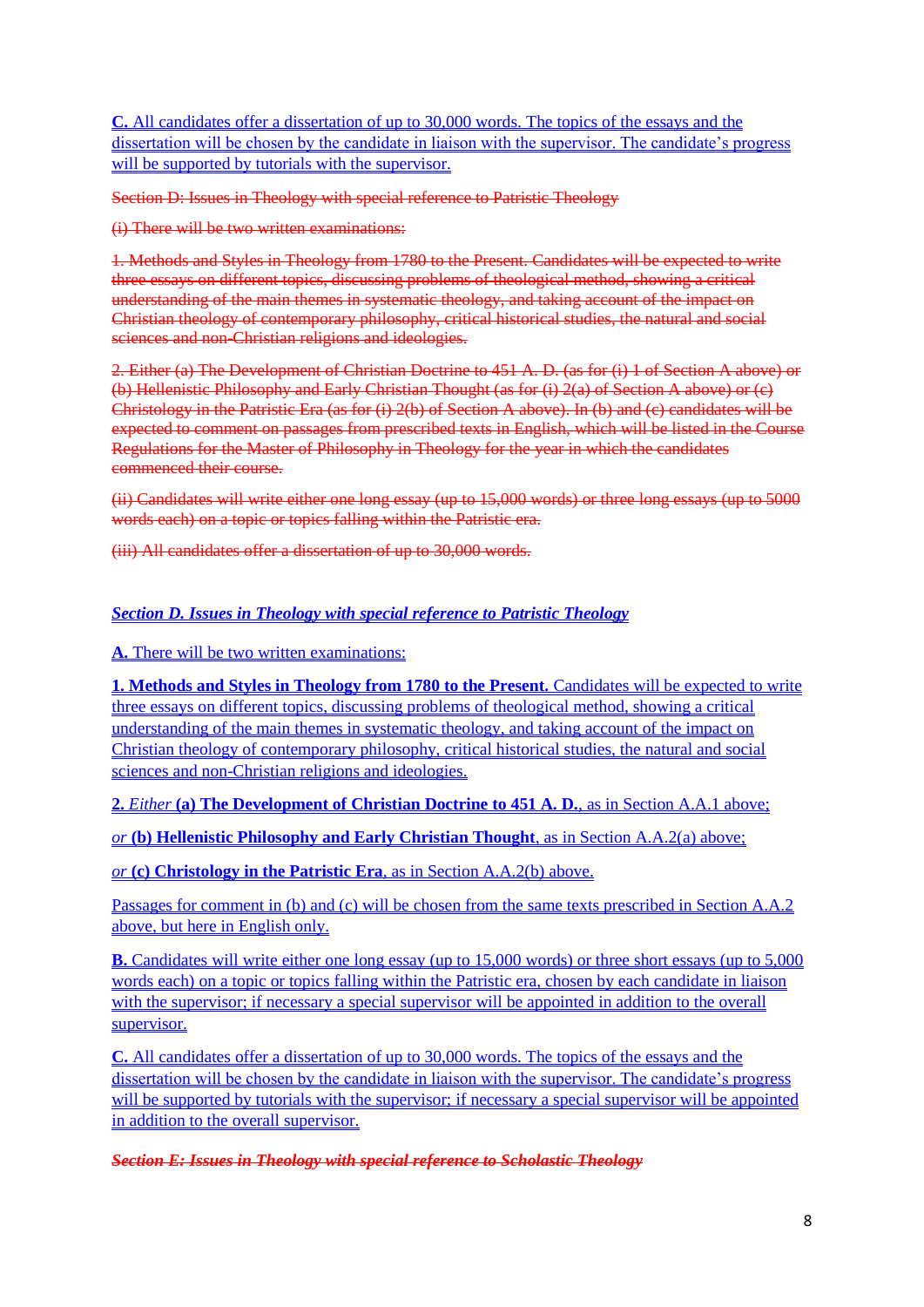**C.** All candidates offer a dissertation of up to 30,000 words. The topics of the essays and the dissertation will be chosen by the candidate in liaison with the supervisor. The candidate's progress will be supported by tutorials with the supervisor.

~~Section D: Issues in Theology with special reference to Patristic Theology~~

~~(i) There will be two written examinations:~~

~~1. Methods and Styles in Theology from 1780 to the Present. Candidates will be expected to write three essays on different topics, discussing problems of theological method, showing a critical understanding of the main themes in systematic theology, and taking account of the impact on Christian theology of contemporary philosophy, critical historical studies, the natural and social sciences and non-Christian religions and ideologies.~~

~~2. Either (a) The Development of Christian Doctrine to 451 A. D. (as for (i) 1 of Section A above) or (b) Hellenistic Philosophy and Early Christian Thought (as for (i) 2(a) of Section A above) or (c) Christology in the Patristic Era (as for (i) 2(b) of Section A above). In (b) and (c) candidates will be expected to comment on passages from prescribed texts in English, which will be listed in the Course Regulations for the Master of Philosophy in Theology for the year in which the candidates commenced their course.~~

~~(ii) Candidates will write either one long essay (up to 15,000 words) or three long essays (up to 5000 words each) on a topic or topics falling within the Patristic era.~~

~~(iii) All candidates offer a dissertation of up to 30,000 words.~~

## *Section D. Issues in Theology with special reference to Patristic Theology*

**A.** There will be two written examinations:

**1. Methods and Styles in Theology from 1780 to the Present.** Candidates will be expected to write three essays on different topics, discussing problems of theological method, showing a critical understanding of the main themes in systematic theology, and taking account of the impact on Christian theology of contemporary philosophy, critical historical studies, the natural and social sciences and non-Christian religions and ideologies.

**2.** *Either* **(a) The Development of Christian Doctrine to 451 A. D.**, as in Section A.A.1 above;

*or* **(b) Hellenistic Philosophy and Early Christian Thought**, as in Section A.A.2(a) above;

*or* **(c) Christology in the Patristic Era**, as in Section A.A.2(b) above.

Passages for comment in (b) and (c) will be chosen from the same texts prescribed in Section A.A.2 above, but here in English only.

**B.** Candidates will write either one long essay (up to 15,000 words) or three short essays (up to 5,000 words each) on a topic or topics falling within the Patristic era, chosen by each candidate in liaison with the supervisor; if necessary a special supervisor will be appointed in addition to the overall supervisor.

**C.** All candidates offer a dissertation of up to 30,000 words. The topics of the essays and the dissertation will be chosen by the candidate in liaison with the supervisor. The candidate's progress will be supported by tutorials with the supervisor; if necessary a special supervisor will be appointed in addition to the overall supervisor.

~~***Section E: Issues in Theology with special reference to Scholastic Theology***~~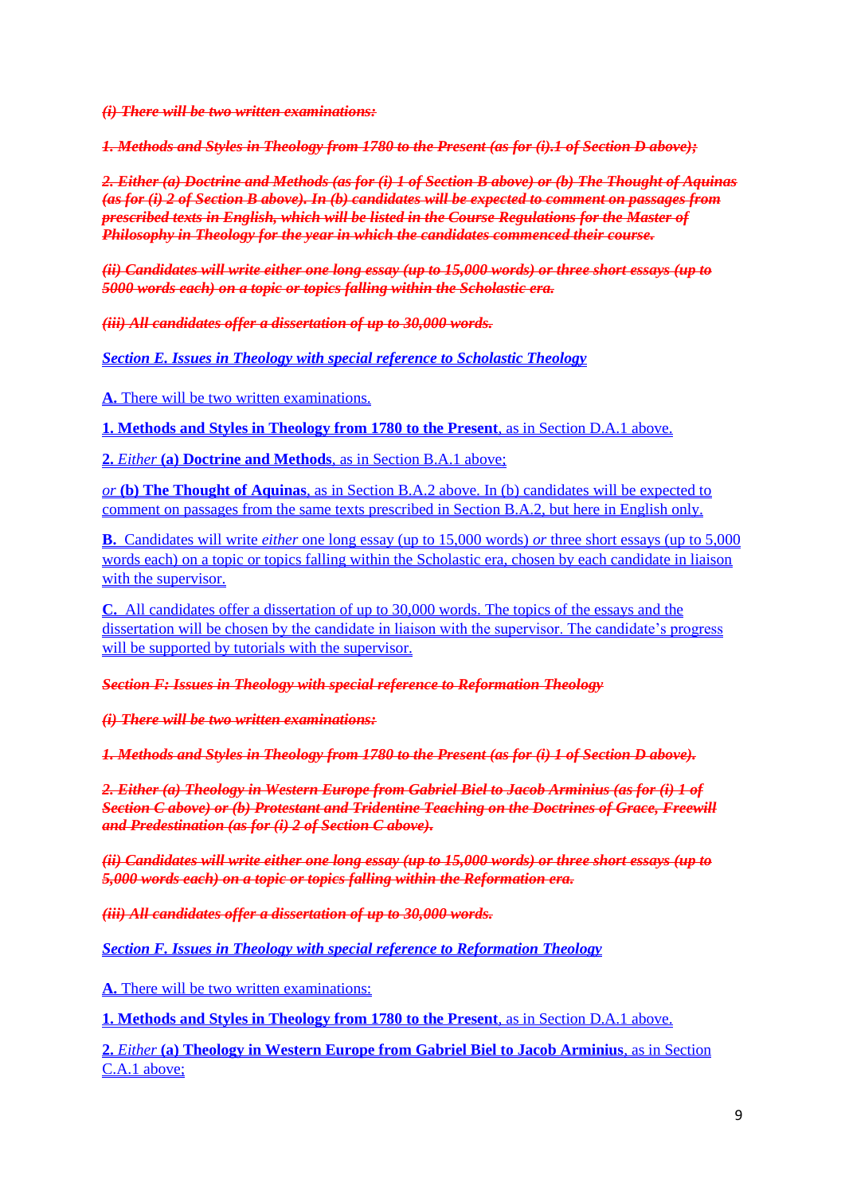~~***(i) There will be two written examinations:***~~

~~***1. Methods and Styles in Theology from 1780 to the Present (as for (i).1 of Section D above);***~~

~~***2. Either (a) Doctrine and Methods (as for (i) 1 of Section B above) or (b) The Thought of Aquinas (as for (i) 2 of Section B above). In (b) candidates will be expected to comment on passages from prescribed texts in English, which will be listed in the Course Regulations for the Master of Philosophy in Theology for the year in which the candidates commenced their course.***~~

~~***(ii) Candidates will write either one long essay (up to 15,000 words) or three short essays (up to 5000 words each) on a topic or topics falling within the Scholastic era.***~~

~~***(iii) All candidates offer a dissertation of up to 30,000 words.***~~

*Section E. Issues in Theology with special reference to Scholastic Theology*

**A.** There will be two written examinations.

**1. Methods and Styles in Theology from 1780 to the Present**, as in Section D.A.1 above.

**2.** *Either* **(a) Doctrine and Methods**, as in Section B.A.1 above;

*or* **(b) The Thought of Aquinas**, as in Section B.A.2 above. In (b) candidates will be expected to comment on passages from the same texts prescribed in Section B.A.2, but here in English only.

**B.** Candidates will write *either* one long essay (up to 15,000 words) *or* three short essays (up to 5,000 words each) on a topic or topics falling within the Scholastic era, chosen by each candidate in liaison with the supervisor.

**C.** All candidates offer a dissertation of up to 30,000 words. The topics of the essays and the dissertation will be chosen by the candidate in liaison with the supervisor. The candidate's progress will be supported by tutorials with the supervisor.

~~***Section F: Issues in Theology with special reference to Reformation Theology***~~

~~***(i) There will be two written examinations:***~~

~~***1. Methods and Styles in Theology from 1780 to the Present (as for (i) 1 of Section D above).***~~

~~***2. Either (a) Theology in Western Europe from Gabriel Biel to Jacob Arminius (as for (i) 1 of Section C above) or (b) Protestant and Tridentine Teaching on the Doctrines of Grace, Freewill and Predestination (as for (i) 2 of Section C above).***~~

~~***(ii) Candidates will write either one long essay (up to 15,000 words) or three short essays (up to 5,000 words each) on a topic or topics falling within the Reformation era.***~~

~~***(iii) All candidates offer a dissertation of up to 30,000 words.***~~

*Section F. Issues in Theology with special reference to Reformation Theology*

**A.** There will be two written examinations:

**1. Methods and Styles in Theology from 1780 to the Present**, as in Section D.A.1 above.

**2.** *Either* **(a) Theology in Western Europe from Gabriel Biel to Jacob Arminius**, as in Section C.A.1 above;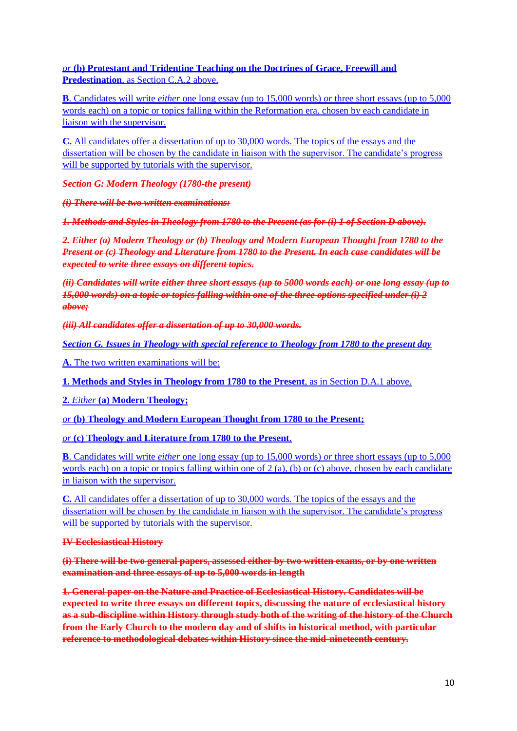*or* **(b) Protestant and Tridentine Teaching on the Doctrines of Grace, Freewill and Predestination**, as Section C.A.2 above.

**B**. Candidates will write *either* one long essay (up to 15,000 words) *or* three short essays (up to 5,000 words each) on a topic or topics falling within the Reformation era, chosen by each candidate in liaison with the supervisor.

**C.** All candidates offer a dissertation of up to 30,000 words. The topics of the essays and the dissertation will be chosen by the candidate in liaison with the supervisor. The candidate's progress will be supported by tutorials with the supervisor.

~~***Section G: Modern Theology (1780-the present)***~~

~~***(i) There will be two written examinations:***~~

~~***1. Methods and Styles in Theology from 1780 to the Present (as for (i) 1 of Section D above).***~~

~~***2. Either (a) Modern Theology or (b) Theology and Modern European Thought from 1780 to the Present or (c) Theology and Literature from 1780 to the Present. In each case candidates will be expected to write three essays on different topics.***~~

~~***(ii) Candidates will write either three short essays (up to 5000 words each) or one long essay (up to 15,000 words) on a topic or topics falling within one of the three options specified under (i) 2 above;***~~

~~***(iii) All candidates offer a dissertation of up to 30,000 words.***~~

*Section G. Issues in Theology with special reference to Theology from 1780 to the present day*

**A.** The two written examinations will be:

**1. Methods and Styles in Theology from 1780 to the Present**, as in Section D.A.1 above.

**2.** *Either* **(a) Modern Theology;**

*or* **(b) Theology and Modern European Thought from 1780 to the Present;**

*or* **(c) Theology and Literature from 1780 to the Present**.

**B**. Candidates will write *either* one long essay (up to 15,000 words) *or* three short essays (up to 5,000 words each) on a topic or topics falling within one of 2 (a), (b) or (c) above, chosen by each candidate in liaison with the supervisor.

**C.** All candidates offer a dissertation of up to 30,000 words. The topics of the essays and the dissertation will be chosen by the candidate in liaison with the supervisor. The candidate's progress will be supported by tutorials with the supervisor.

~~**IV Ecclesiastical History**~~

~~**(i) There will be two general papers, assessed either by two written exams, or by one written examination and three essays of up to 5,000 words in length**~~

~~**1. General paper on the Nature and Practice of Ecclesiastical History. Candidates will be expected to write three essays on different topics, discussing the nature of ecclesiastical history as a sub-discipline within History through study both of the writing of the history of the Church from the Early Church to the modern day and of shifts in historical method, with particular reference to methodological debates within History since the mid-nineteenth century.**~~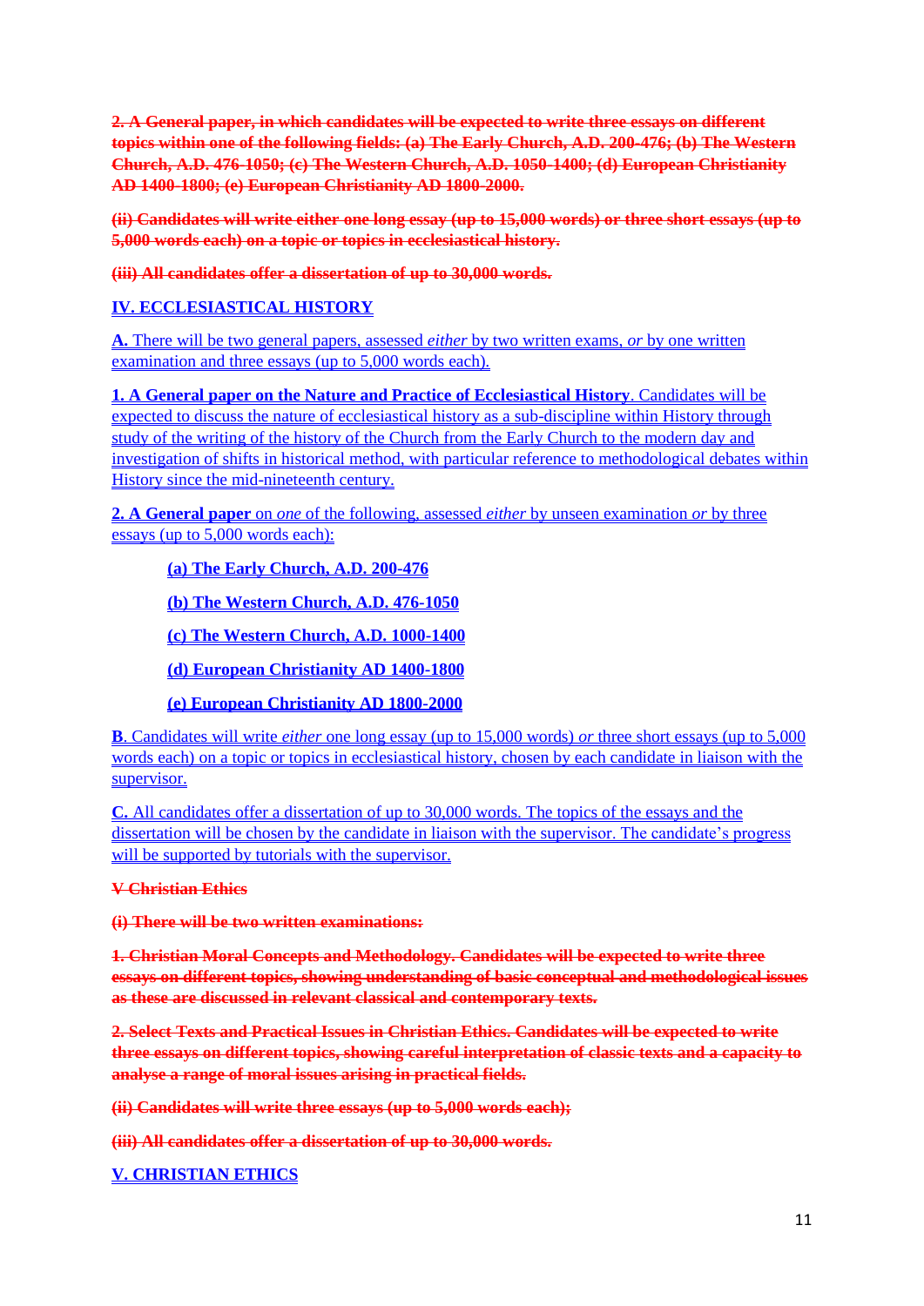~~**2. A General paper, in which candidates will be expected to write three essays on different topics within one of the following fields: (a) The Early Church, A.D. 200-476; (b) The Western Church, A.D. 476-1050; (c) The Western Church, A.D. 1050-1400; (d) European Christianity AD 1400-1800; (e) European Christianity AD 1800-2000.**~~

~~**(ii) Candidates will write either one long essay (up to 15,000 words) or three short essays (up to 5,000 words each) on a topic or topics in ecclesiastical history.**~~

~~**(iii) All candidates offer a dissertation of up to 30,000 words.**~~

**IV. ECCLESIASTICAL HISTORY**

**A.** There will be two general papers, assessed *either* by two written exams, *or* by one written examination and three essays (up to 5,000 words each).

**1. A General paper on the Nature and Practice of Ecclesiastical History**. Candidates will be expected to discuss the nature of ecclesiastical history as a sub-discipline within History through study of the writing of the history of the Church from the Early Church to the modern day and investigation of shifts in historical method, with particular reference to methodological debates within History since the mid-nineteenth century.

**2. A General paper** on *one* of the following, assessed *either* by unseen examination *or* by three essays (up to 5,000 words each):

- **(a) The Early Church, A.D. 200-476**
- **(b) The Western Church, A.D. 476-1050**
- **(c) The Western Church, A.D. 1000-1400**
- **(d) European Christianity AD 1400-1800**
- **(e) European Christianity AD 1800-2000**

**B**. Candidates will write *either* one long essay (up to 15,000 words) *or* three short essays (up to 5,000 words each) on a topic or topics in ecclesiastical history, chosen by each candidate in liaison with the supervisor.

**C.** All candidates offer a dissertation of up to 30,000 words. The topics of the essays and the dissertation will be chosen by the candidate in liaison with the supervisor. The candidate's progress will be supported by tutorials with the supervisor.

~~**V Christian Ethics**~~

~~**(i) There will be two written examinations:**~~

~~**1. Christian Moral Concepts and Methodology. Candidates will be expected to write three essays on different topics, showing understanding of basic conceptual and methodological issues as these are discussed in relevant classical and contemporary texts.**~~

~~**2. Select Texts and Practical Issues in Christian Ethics. Candidates will be expected to write three essays on different topics, showing careful interpretation of classic texts and a capacity to analyse a range of moral issues arising in practical fields.**~~

~~**(ii) Candidates will write three essays (up to 5,000 words each);**~~

~~**(iii) All candidates offer a dissertation of up to 30,000 words.**~~

**V. CHRISTIAN ETHICS**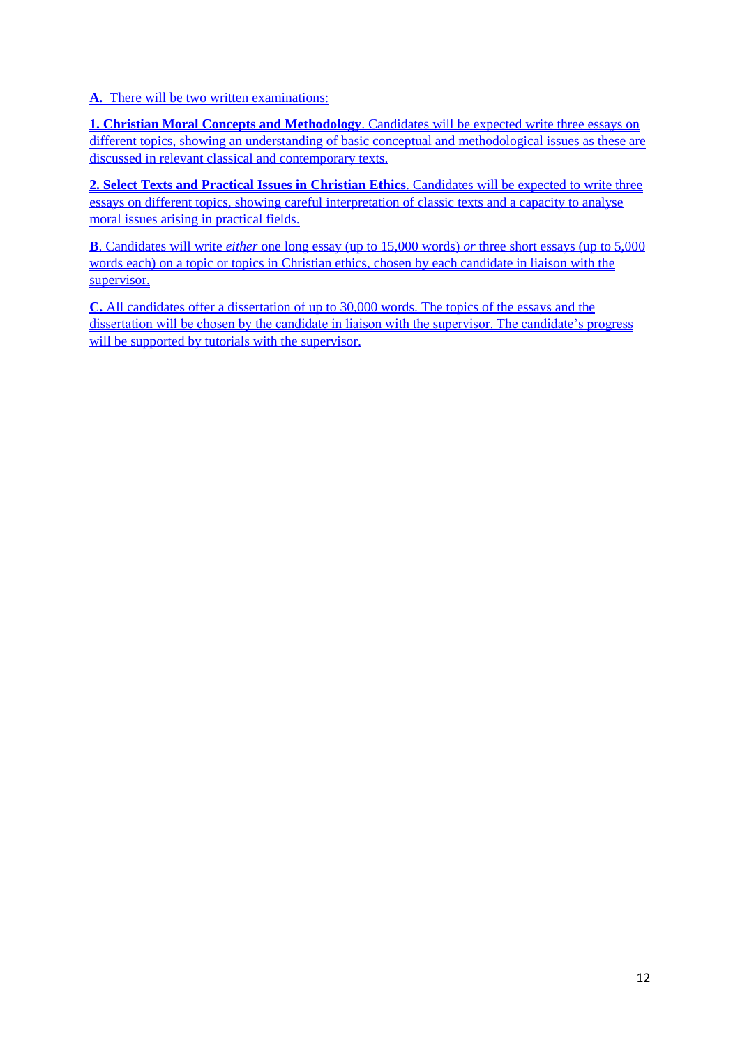**A.** There will be two written examinations:

**1. Christian Moral Concepts and Methodology**. Candidates will be expected write three essays on different topics, showing an understanding of basic conceptual and methodological issues as these are discussed in relevant classical and contemporary texts.

**2. Select Texts and Practical Issues in Christian Ethics**. Candidates will be expected to write three essays on different topics, showing careful interpretation of classic texts and a capacity to analyse moral issues arising in practical fields.

**B**. Candidates will write *either* one long essay (up to 15,000 words) *or* three short essays (up to 5,000 words each) on a topic or topics in Christian ethics, chosen by each candidate in liaison with the supervisor.

**C.** All candidates offer a dissertation of up to 30,000 words. The topics of the essays and the dissertation will be chosen by the candidate in liaison with the supervisor. The candidate's progress will be supported by tutorials with the supervisor.